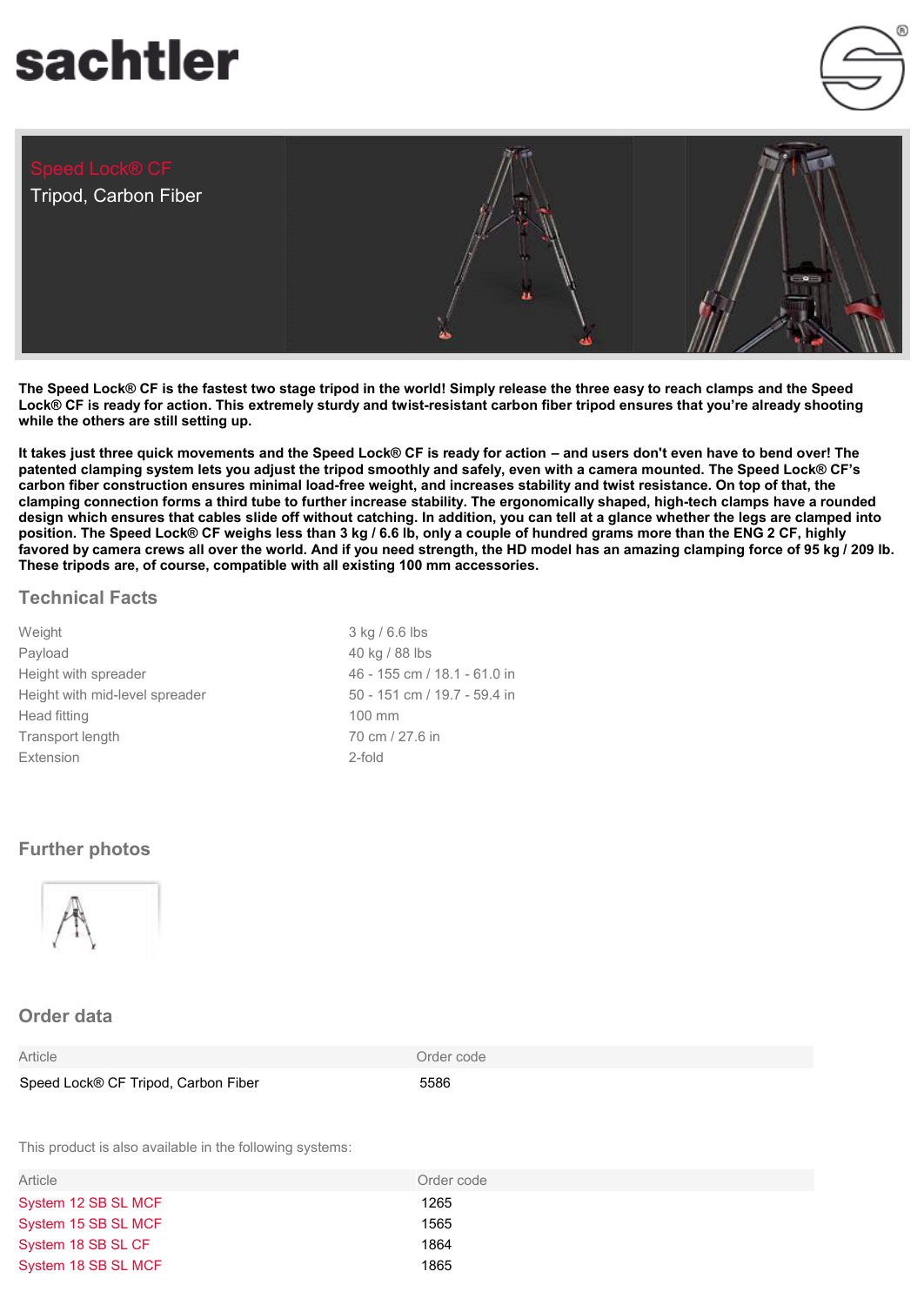sachtler

# Speed Lock® CF

Tripod, Carbon Fiber

**The Speed Lock® CF is the fastest two stage tripod in the world! Simply release the three easy to reach clamps and the Speed Lock® CF is ready for action. This extremely sturdy and twist-resistant carbon fiber tripod ensures that you're already shooting while the others are still setting up.**

**It takes just three quick movements and the Speed Lock® CF is ready for action – and users don't even have to bend over! The patented clamping system lets you adjust the tripod smoothly and safely, even with a camera mounted. The Speed Lock® CF's carbon fiber construction ensures minimal load-free weight, and increases stability and twist resistance. On top of that, the clamping connection forms a third tube to further increase stability. The ergonomically shaped, high-tech clamps have a rounded design which ensures that cables slide off without catching. In addition, you can tell at a glance whether the legs are clamped into position. The Speed Lock® CF weighs less than 3 kg / 6.6 lb, only a couple of hundred grams more than the ENG 2 CF, highly favored by camera crews all over the world. And if you need strength, the HD model has an amazing clamping force of 95 kg / 209 lb. These tripods are, of course, compatible with all existing 100 mm accessories.**

## Technical Facts

| | |
|---|---|
| Weight | 3 kg / 6.6 lbs |
| Payload | 40 kg / 88 lbs |
| Height with spreader | 46 - 155 cm / 18.1 - 61.0 in |
| Height with mid-level spreader | 50 - 151 cm / 19.7 - 59.4 in |
| Head fitting | 100 mm |
| Transport length | 70 cm / 27.6 in |
| Extension | 2-fold |

## Further photos

## Order data

| Article | Order code |
|---|---|
| Speed Lock® CF Tripod, Carbon Fiber | 5586 |

This product is also available in the following systems:

| Article | Order code |
|---|---|
| System 12 SB SL MCF | 1265 |
| System 15 SB SL MCF | 1565 |
| System 18 SB SL CF | 1864 |
| System 18 SB SL MCF | 1865 |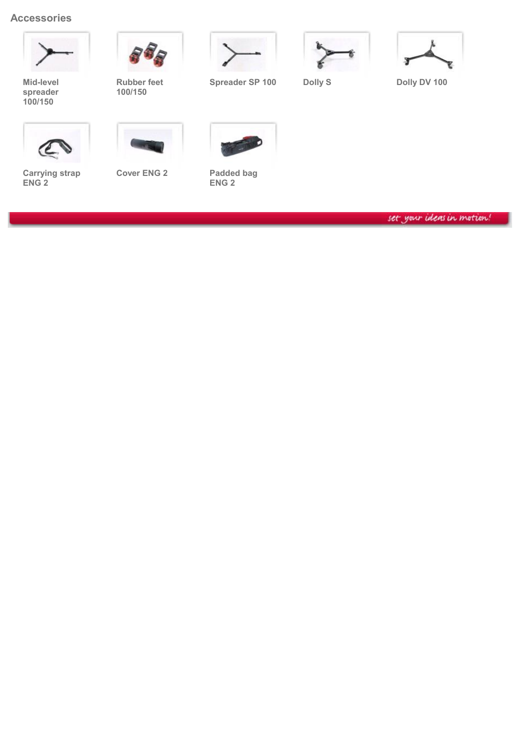## Accessories

Mid-level spreader 100/150

Rubber feet 100/150

Spreader SP 100

Dolly S

Dolly DV 100

Carrying strap ENG 2

Cover ENG 2

Padded bag ENG 2

set your ideas in motion!